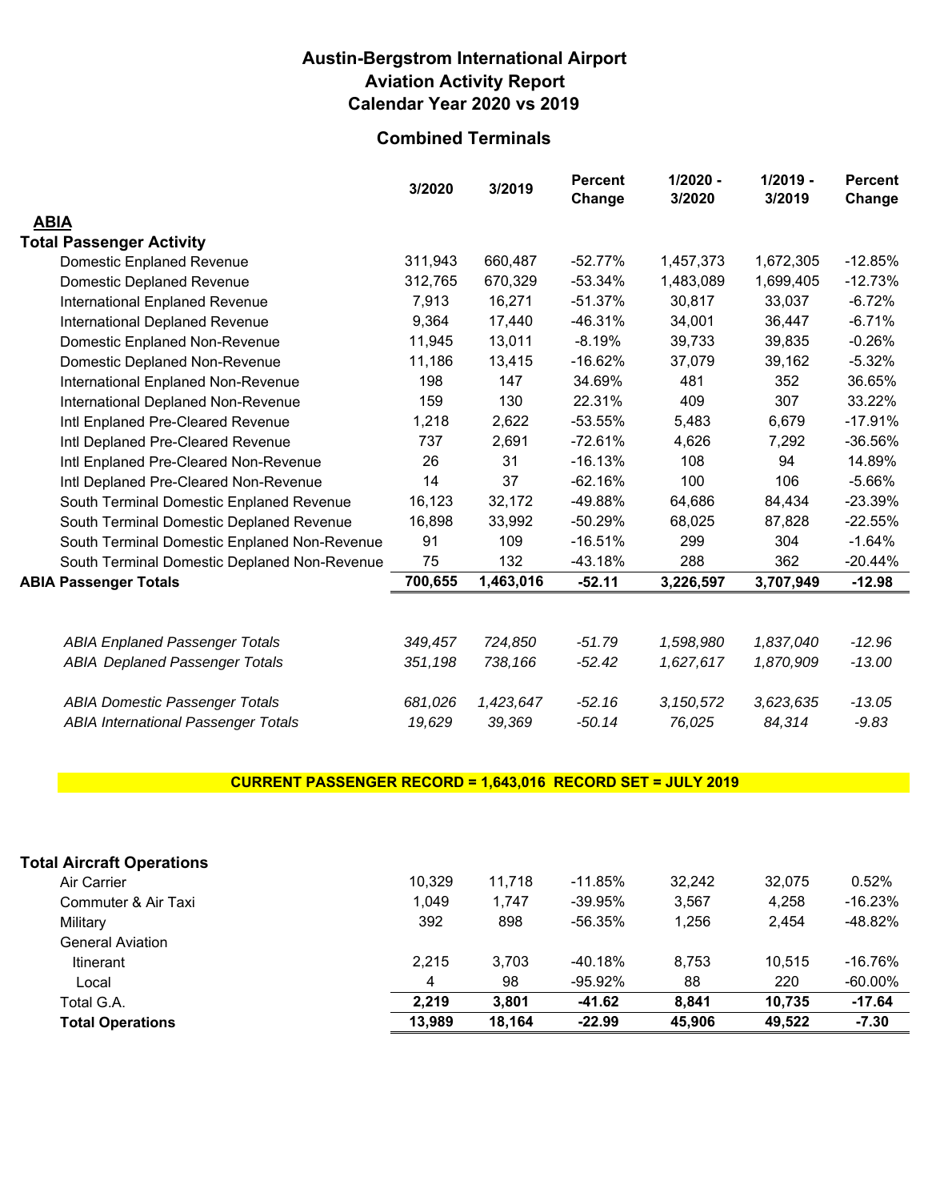# Austin-Bergstrom International Airport
# Aviation Activity Report
# Calendar Year 2020 vs 2019

## Combined Terminals

| | 3/2020 | 3/2019 | Percent Change | 1/2020 - 3/2020 | 1/2019 - 3/2019 | Percent Change |
|---|---|---|---|---|---|---|
| **ABIA** | | | | | | |
| **Total Passenger Activity** | | | | | | |
| Domestic Enplaned Revenue | 311,943 | 660,487 | -52.77% | 1,457,373 | 1,672,305 | -12.85% |
| Domestic Deplaned Revenue | 312,765 | 670,329 | -53.34% | 1,483,089 | 1,699,405 | -12.73% |
| International Enplaned Revenue | 7,913 | 16,271 | -51.37% | 30,817 | 33,037 | -6.72% |
| International Deplaned Revenue | 9,364 | 17,440 | -46.31% | 34,001 | 36,447 | -6.71% |
| Domestic Enplaned Non-Revenue | 11,945 | 13,011 | -8.19% | 39,733 | 39,835 | -0.26% |
| Domestic Deplaned Non-Revenue | 11,186 | 13,415 | -16.62% | 37,079 | 39,162 | -5.32% |
| International Enplaned Non-Revenue | 198 | 147 | 34.69% | 481 | 352 | 36.65% |
| International Deplaned Non-Revenue | 159 | 130 | 22.31% | 409 | 307 | 33.22% |
| Intl Enplaned Pre-Cleared Revenue | 1,218 | 2,622 | -53.55% | 5,483 | 6,679 | -17.91% |
| Intl Deplaned Pre-Cleared Revenue | 737 | 2,691 | -72.61% | 4,626 | 7,292 | -36.56% |
| Intl Enplaned Pre-Cleared Non-Revenue | 26 | 31 | -16.13% | 108 | 94 | 14.89% |
| Intl Deplaned Pre-Cleared Non-Revenue | 14 | 37 | -62.16% | 100 | 106 | -5.66% |
| South Terminal Domestic Enplaned Revenue | 16,123 | 32,172 | -49.88% | 64,686 | 84,434 | -23.39% |
| South Terminal Domestic Deplaned Revenue | 16,898 | 33,992 | -50.29% | 68,025 | 87,828 | -22.55% |
| South Terminal Domestic Enplaned Non-Revenue | 91 | 109 | -16.51% | 299 | 304 | -1.64% |
| South Terminal Domestic Deplaned Non-Revenue | 75 | 132 | -43.18% | 288 | 362 | -20.44% |
| **ABIA Passenger Totals** | **700,655** | **1,463,016** | **-52.11** | **3,226,597** | **3,707,949** | **-12.98** |
| | | | | | | |
| *ABIA Enplaned Passenger Totals* | *349,457* | *724,850* | *-51.79* | *1,598,980* | *1,837,040* | *-12.96* |
| *ABIA Deplaned Passenger Totals* | *351,198* | *738,166* | *-52.42* | *1,627,617* | *1,870,909* | *-13.00* |
| | | | | | | |
| *ABIA Domestic Passenger Totals* | *681,026* | *1,423,647* | *-52.16* | *3,150,572* | *3,623,635* | *-13.05* |
| *ABIA International Passenger Totals* | *19,629* | *39,369* | *-50.14* | *76,025* | *84,314* | *-9.83* |

**CURRENT PASSENGER RECORD = 1,643,016 RECORD SET = JULY 2019**

| | 3/2020 | 3/2019 | Percent Change | 1/2020 - 3/2020 | 1/2019 - 3/2019 | Percent Change |
|---|---|---|---|---|---|---|
| **Total Aircraft Operations** | | | | | | |
| Air Carrier | 10,329 | 11,718 | -11.85% | 32,242 | 32,075 | 0.52% |
| Commuter & Air Taxi | 1,049 | 1,747 | -39.95% | 3,567 | 4,258 | -16.23% |
| Military | 392 | 898 | -56.35% | 1,256 | 2,454 | -48.82% |
| General Aviation | | | | | | |
| Itinerant | 2,215 | 3,703 | -40.18% | 8,753 | 10,515 | -16.76% |
| Local | 4 | 98 | -95.92% | 88 | 220 | -60.00% |
| Total G.A. | **2,219** | **3,801** | **-41.62** | **8,841** | **10,735** | **-17.64** |
| **Total Operations** | **13,989** | **18,164** | **-22.99** | **45,906** | **49,522** | **-7.30** |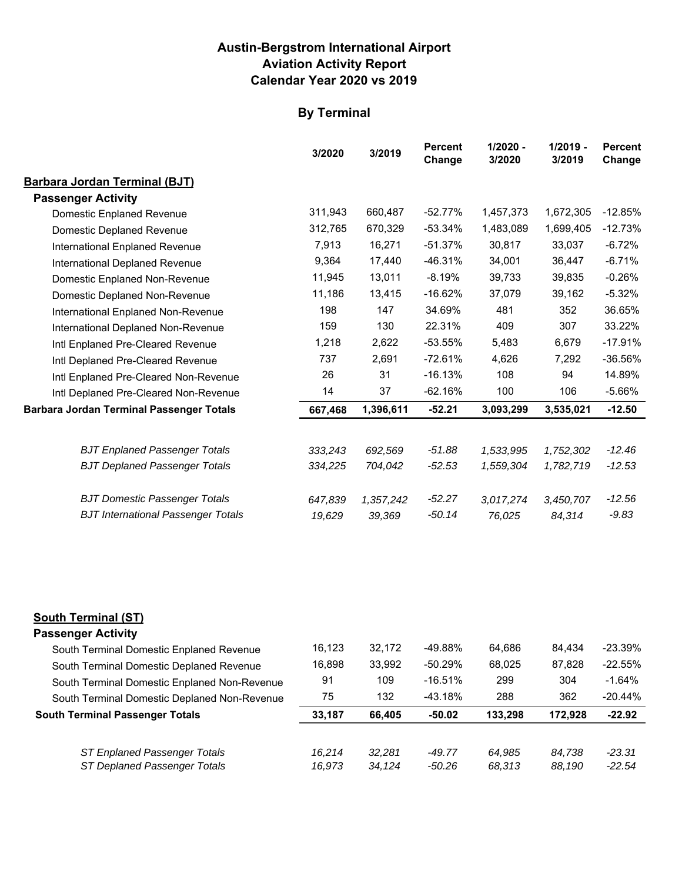# Austin-Bergstrom International Airport
# Aviation Activity Report
# Calendar Year 2020 vs 2019

## By Terminal

| | 3/2020 | 3/2019 | Percent Change | 1/2020 - 3/2020 | 1/2019 - 3/2019 | Percent Change |
|---|---|---|---|---|---|---|
| **Barbara Jordan Terminal (BJT)** | | | | | | |
| **Passenger Activity** | | | | | | |
| Domestic Enplaned Revenue | 311,943 | 660,487 | -52.77% | 1,457,373 | 1,672,305 | -12.85% |
| Domestic Deplaned Revenue | 312,765 | 670,329 | -53.34% | 1,483,089 | 1,699,405 | -12.73% |
| International Enplaned Revenue | 7,913 | 16,271 | -51.37% | 30,817 | 33,037 | -6.72% |
| International Deplaned Revenue | 9,364 | 17,440 | -46.31% | 34,001 | 36,447 | -6.71% |
| Domestic Enplaned Non-Revenue | 11,945 | 13,011 | -8.19% | 39,733 | 39,835 | -0.26% |
| Domestic Deplaned Non-Revenue | 11,186 | 13,415 | -16.62% | 37,079 | 39,162 | -5.32% |
| International Enplaned Non-Revenue | 198 | 147 | 34.69% | 481 | 352 | 36.65% |
| International Deplaned Non-Revenue | 159 | 130 | 22.31% | 409 | 307 | 33.22% |
| Intl Enplaned Pre-Cleared Revenue | 1,218 | 2,622 | -53.55% | 5,483 | 6,679 | -17.91% |
| Intl Deplaned Pre-Cleared Revenue | 737 | 2,691 | -72.61% | 4,626 | 7,292 | -36.56% |
| Intl Enplaned Pre-Cleared Non-Revenue | 26 | 31 | -16.13% | 108 | 94 | 14.89% |
| Intl Deplaned Pre-Cleared Non-Revenue | 14 | 37 | -62.16% | 100 | 106 | -5.66% |
| **Barbara Jordan Terminal Passenger Totals** | **667,468** | **1,396,611** | **-52.21** | **3,093,299** | **3,535,021** | **-12.50** |
| *BJT Enplaned Passenger Totals* | *333,243* | *692,569* | *-51.88* | *1,533,995* | *1,752,302* | *-12.46* |
| *BJT Deplaned Passenger Totals* | *334,225* | *704,042* | *-52.53* | *1,559,304* | *1,782,719* | *-12.53* |
| *BJT Domestic Passenger Totals* | *647,839* | *1,357,242* | *-52.27* | *3,017,274* | *3,450,707* | *-12.56* |
| *BJT International Passenger Totals* | *19,629* | *39,369* | *-50.14* | *76,025* | *84,314* | *-9.83* |

| | 3/2020 | 3/2019 | Percent Change | 1/2020 - 3/2020 | 1/2019 - 3/2019 | Percent Change |
|---|---|---|---|---|---|---|
| **South Terminal (ST)** | | | | | | |
| **Passenger Activity** | | | | | | |
| South Terminal Domestic Enplaned Revenue | 16,123 | 32,172 | -49.88% | 64,686 | 84,434 | -23.39% |
| South Terminal Domestic Deplaned Revenue | 16,898 | 33,992 | -50.29% | 68,025 | 87,828 | -22.55% |
| South Terminal Domestic Enplaned Non-Revenue | 91 | 109 | -16.51% | 299 | 304 | -1.64% |
| South Terminal Domestic Deplaned Non-Revenue | 75 | 132 | -43.18% | 288 | 362 | -20.44% |
| **South Terminal Passenger Totals** | **33,187** | **66,405** | **-50.02** | **133,298** | **172,928** | **-22.92** |
| *ST Enplaned Passenger Totals* | *16,214* | *32,281* | *-49.77* | *64,985* | *84,738* | *-23.31* |
| *ST Deplaned Passenger Totals* | *16,973* | *34,124* | *-50.26* | *68,313* | *88,190* | *-22.54* |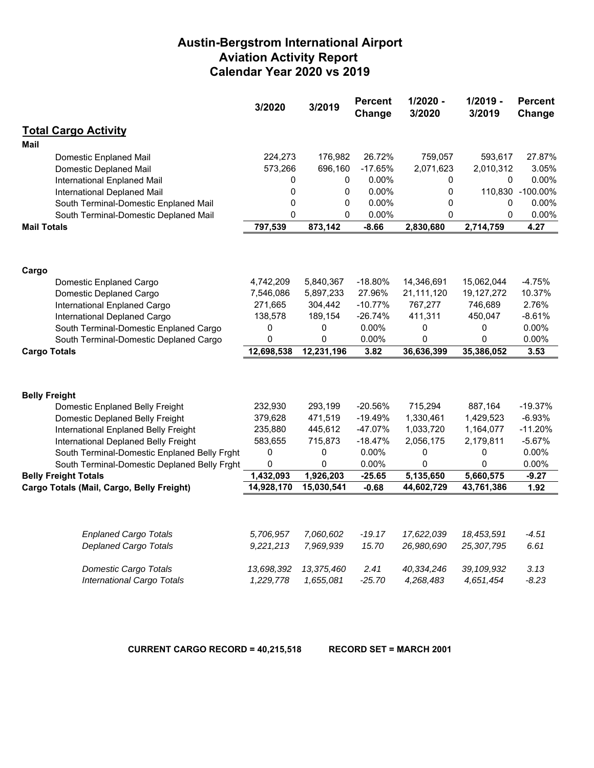# Austin-Bergstrom International Airport
## Aviation Activity Report
## Calendar Year 2020 vs 2019

| | 3/2020 | 3/2019 | Percent Change | 1/2020 - 3/2020 | 1/2019 - 3/2019 | Percent Change |
|---|---|---|---|---|---|---|
| **Total Cargo Activity** | | | | | | |
| **Mail** | | | | | | |
| Domestic Enplaned Mail | 224,273 | 176,982 | 26.72% | 759,057 | 593,617 | 27.87% |
| Domestic Deplaned Mail | 573,266 | 696,160 | -17.65% | 2,071,623 | 2,010,312 | 3.05% |
| International Enplaned Mail | 0 | 0 | 0.00% | 0 | 0 | 0.00% |
| International Deplaned Mail | 0 | 0 | 0.00% | 0 | 110,830 | -100.00% |
| South Terminal-Domestic Enplaned Mail | 0 | 0 | 0.00% | 0 | 0 | 0.00% |
| South Terminal-Domestic Deplaned Mail | 0 | 0 | 0.00% | 0 | 0 | 0.00% |
| **Mail Totals** | **797,539** | **873,142** | **-8.66** | **2,830,680** | **2,714,759** | **4.27** |
| **Cargo** | | | | | | |
| Domestic Enplaned Cargo | 4,742,209 | 5,840,367 | -18.80% | 14,346,691 | 15,062,044 | -4.75% |
| Domestic Deplaned Cargo | 7,546,086 | 5,897,233 | 27.96% | 21,111,120 | 19,127,272 | 10.37% |
| International Enplaned Cargo | 271,665 | 304,442 | -10.77% | 767,277 | 746,689 | 2.76% |
| International Deplaned Cargo | 138,578 | 189,154 | -26.74% | 411,311 | 450,047 | -8.61% |
| South Terminal-Domestic Enplaned Cargo | 0 | 0 | 0.00% | 0 | 0 | 0.00% |
| South Terminal-Domestic Deplaned Cargo | 0 | 0 | 0.00% | 0 | 0 | 0.00% |
| **Cargo Totals** | **12,698,538** | **12,231,196** | **3.82** | **36,636,399** | **35,386,052** | **3.53** |
| **Belly Freight** | | | | | | |
| Domestic Enplaned Belly Freight | 232,930 | 293,199 | -20.56% | 715,294 | 887,164 | -19.37% |
| Domestic Deplaned Belly Freight | 379,628 | 471,519 | -19.49% | 1,330,461 | 1,429,523 | -6.93% |
| International Enplaned Belly Freight | 235,880 | 445,612 | -47.07% | 1,033,720 | 1,164,077 | -11.20% |
| International Deplaned Belly Freight | 583,655 | 715,873 | -18.47% | 2,056,175 | 2,179,811 | -5.67% |
| South Terminal-Domestic Enplaned Belly Frght | 0 | 0 | 0.00% | 0 | 0 | 0.00% |
| South Terminal-Domestic Deplaned Belly Frght | 0 | 0 | 0.00% | 0 | 0 | 0.00% |
| **Belly Freight Totals** | **1,432,093** | **1,926,203** | **-25.65** | **5,135,650** | **5,660,575** | **-9.27** |
| **Cargo Totals (Mail, Cargo, Belly Freight)** | **14,928,170** | **15,030,541** | **-0.68** | **44,602,729** | **43,761,386** | **1.92** |
| *Enplaned Cargo Totals* | *5,706,957* | *7,060,602* | *-19.17* | *17,622,039* | *18,453,591* | *-4.51* |
| *Deplaned Cargo Totals* | *9,221,213* | *7,969,939* | *15.70* | *26,980,690* | *25,307,795* | *6.61* |
| *Domestic Cargo Totals* | *13,698,392* | *13,375,460* | *2.41* | *40,334,246* | *39,109,932* | *3.13* |
| *International Cargo Totals* | *1,229,778* | *1,655,081* | *-25.70* | *4,268,483* | *4,651,454* | *-8.23* |

**CURRENT CARGO RECORD = 40,215,518 RECORD SET = MARCH 2001**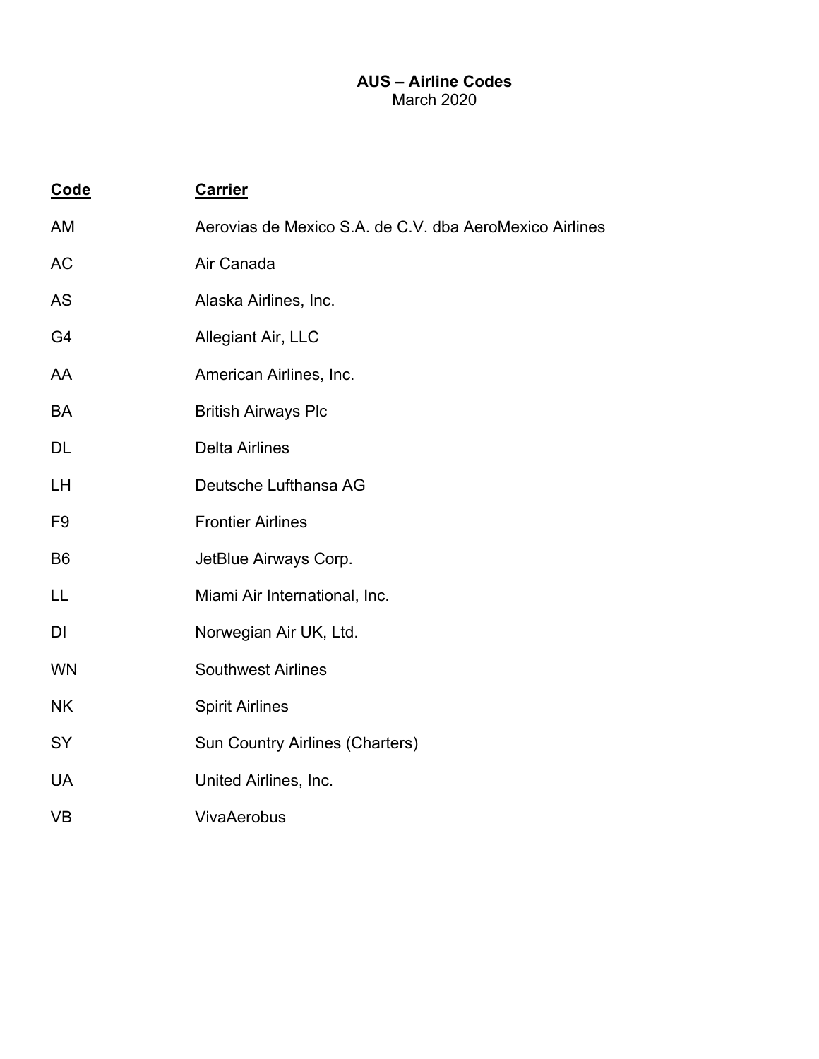**AUS – Airline Codes**
March 2020

| Code | Carrier |
| --- | --- |
| AM | Aerovias de Mexico S.A. de C.V. dba AeroMexico Airlines |
| AC | Air Canada |
| AS | Alaska Airlines, Inc. |
| G4 | Allegiant Air, LLC |
| AA | American Airlines, Inc. |
| BA | British Airways Plc |
| DL | Delta Airlines |
| LH | Deutsche Lufthansa AG |
| F9 | Frontier Airlines |
| B6 | JetBlue Airways Corp. |
| LL | Miami Air International, Inc. |
| DI | Norwegian Air UK, Ltd. |
| WN | Southwest Airlines |
| NK | Spirit Airlines |
| SY | Sun Country Airlines (Charters) |
| UA | United Airlines, Inc. |
| VB | VivaAerobus |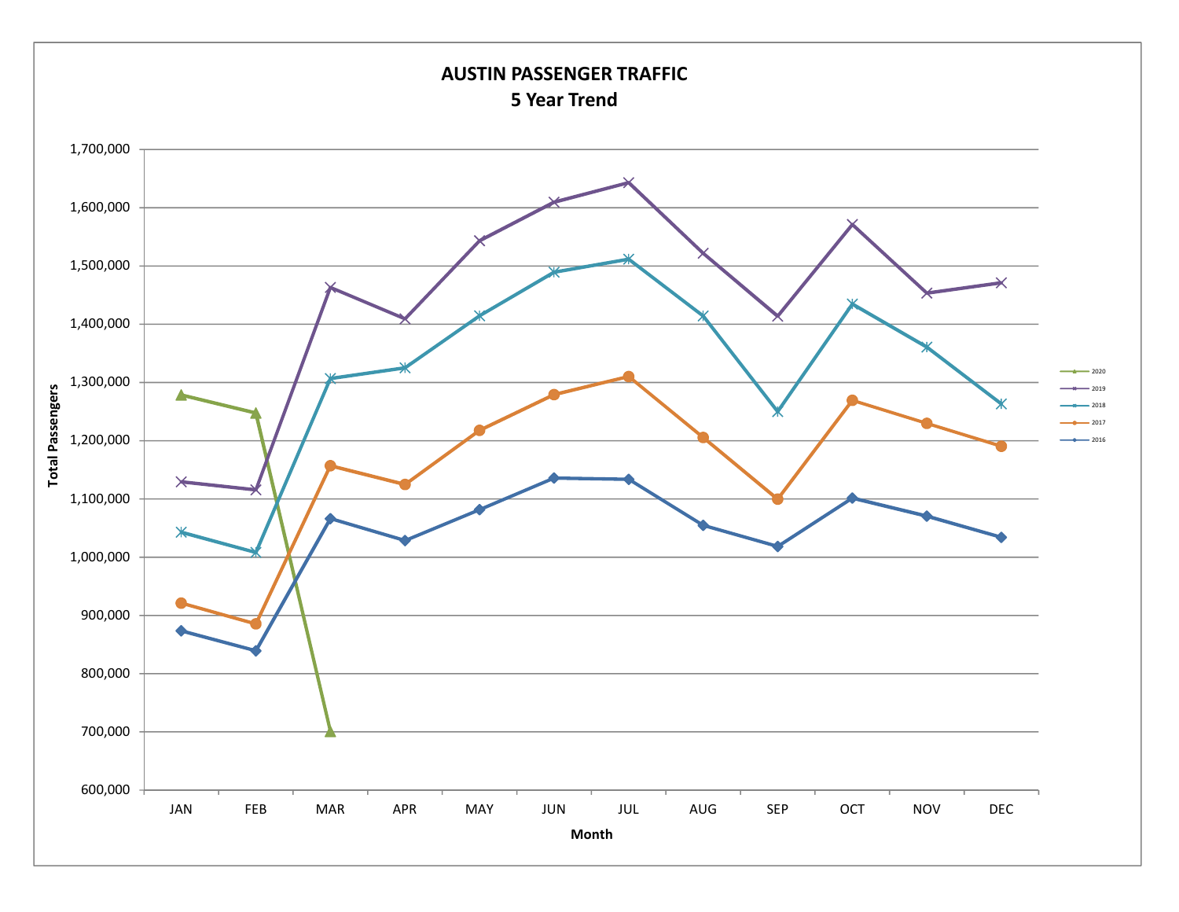## AUSTIN PASSENGER TRAFFIC
## 5 Year Trend

Total Passengers

Month

JAN FEB MAR APR MAY JUN JUL AUG SEP OCT NOV DEC

1,700,000
1,600,000
1,500,000
1,400,000
1,300,000
1,200,000
1,100,000
1,000,000
900,000
800,000
700,000
600,000

2020
2019
2018
2017
2016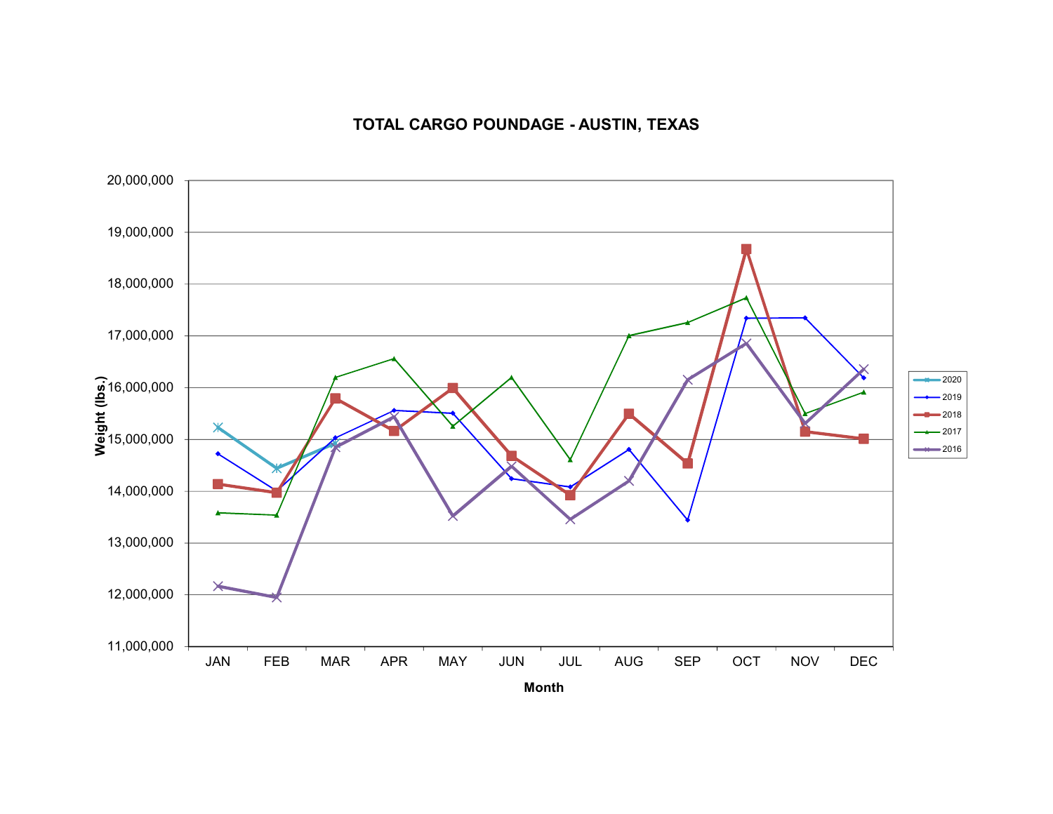# TOTAL CARGO POUNDAGE - AUSTIN, TEXAS

Weight (lbs.)

20,000,000
19,000,000
18,000,000
17,000,000
16,000,000
15,000,000
14,000,000
13,000,000
12,000,000
11,000,000

JAN FEB MAR APR MAY JUN JUL AUG SEP OCT NOV DEC

Month

2020
2019
2018
2017
2016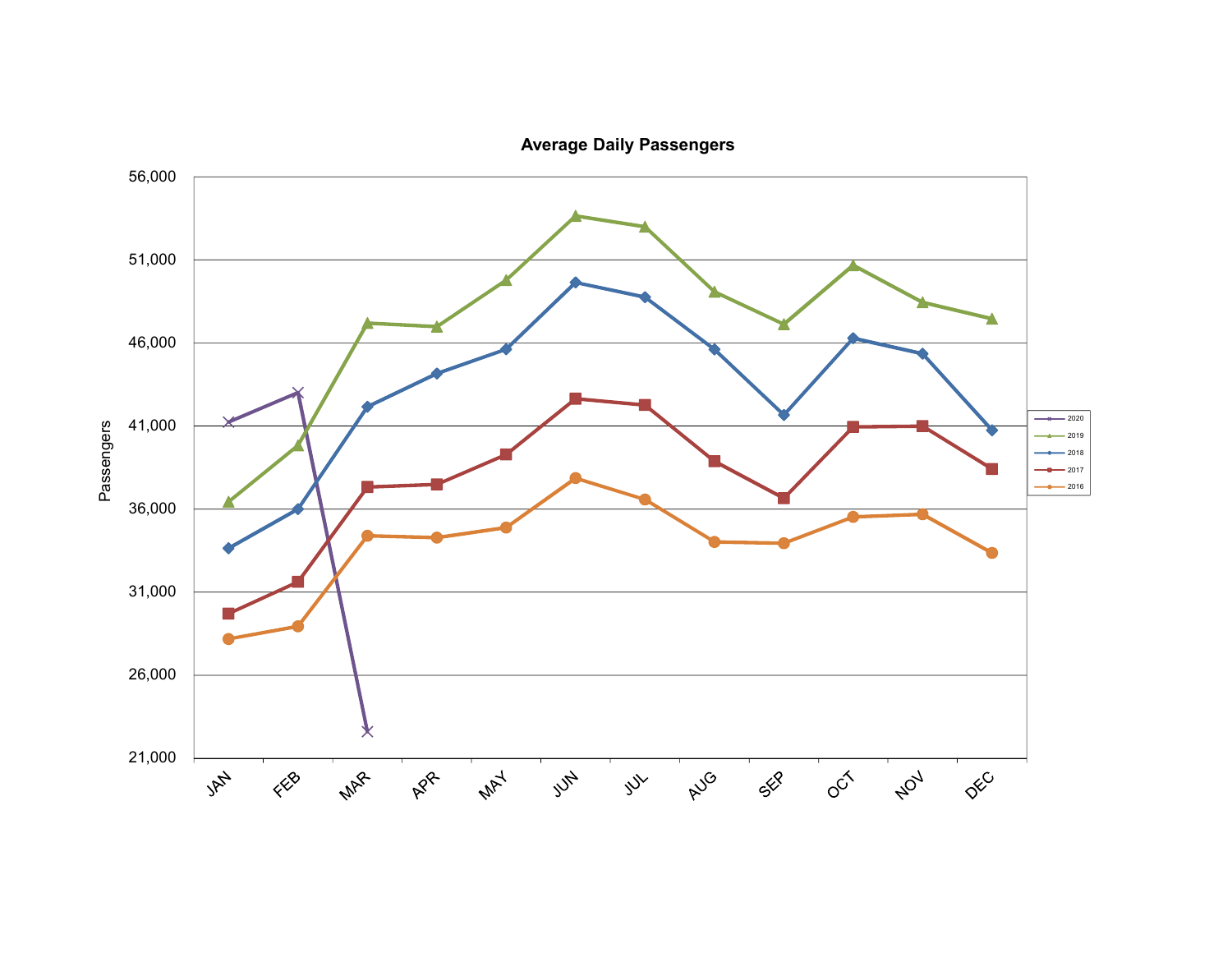**Average Daily Passengers**

Passengers

56,000
51,000
46,000
41,000
36,000
31,000
26,000
21,000

JAN FEB MAR APR MAY JUN JUL AUG SEP OCT NOV DEC

2020
2019
2018
2017
2016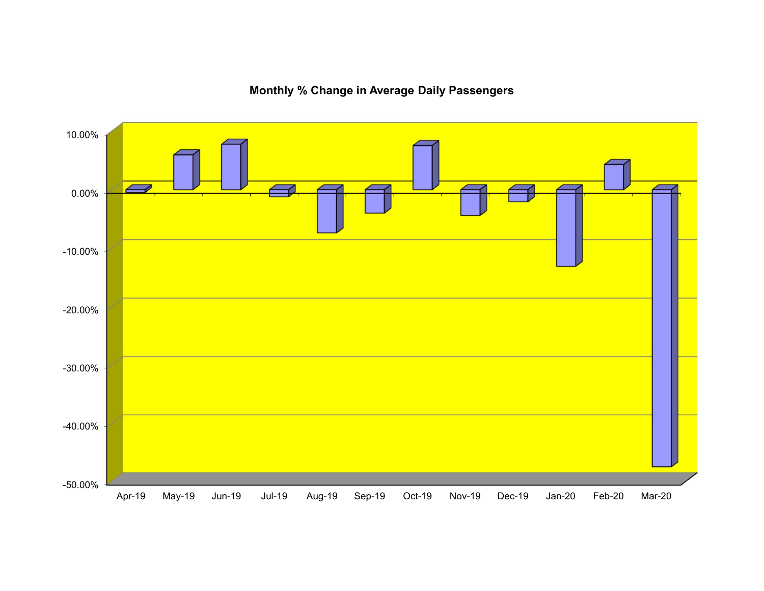**Monthly % Change in Average Daily Passengers**

10.00%
0.00%
-10.00%
-20.00%
-30.00%
-40.00%
-50.00%

Apr-19 May-19 Jun-19 Jul-19 Aug-19 Sep-19 Oct-19 Nov-19 Dec-19 Jan-20 Feb-20 Mar-20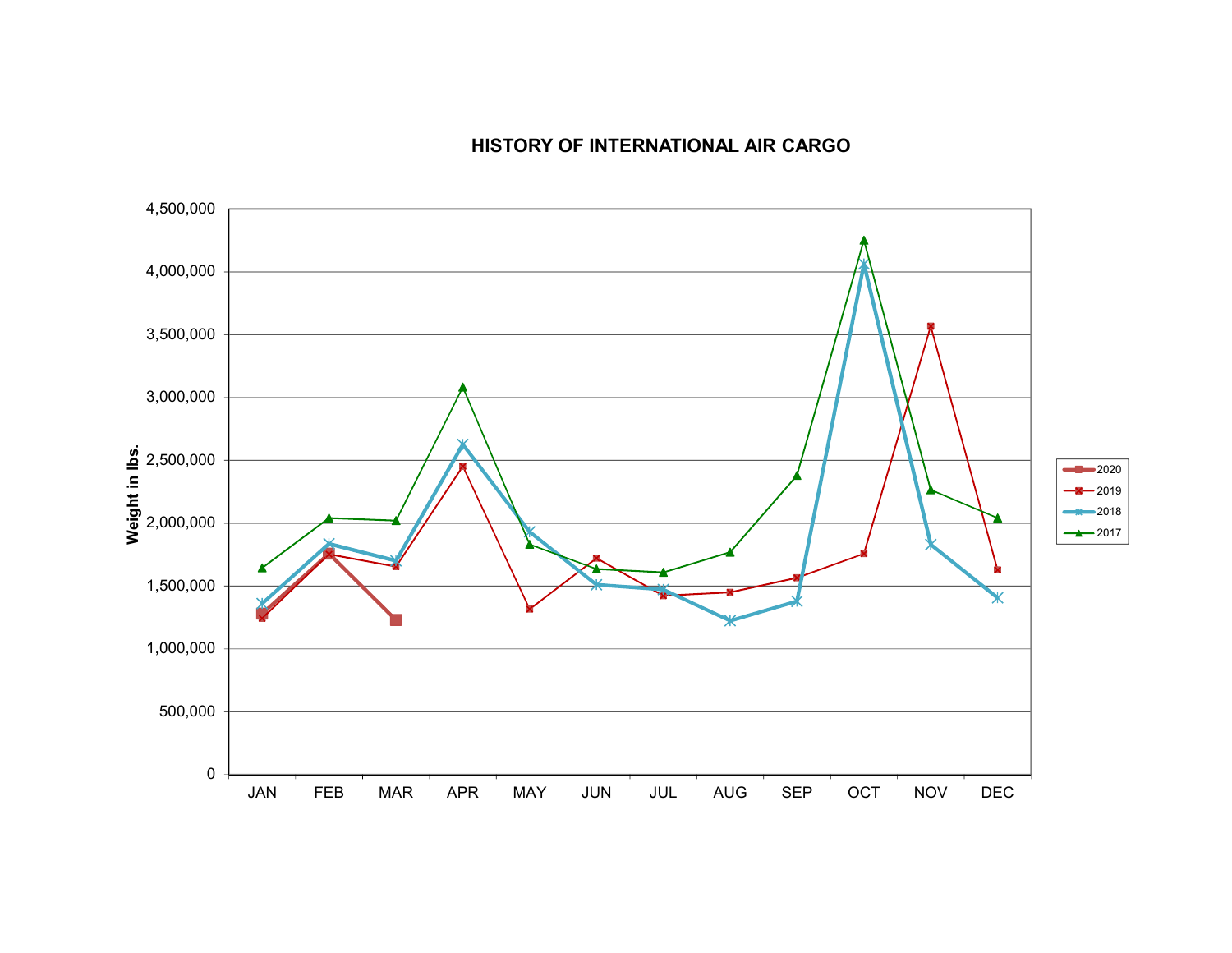## HISTORY OF INTERNATIONAL AIR CARGO

Weight in lbs.

Y-axis: 0, 500,000, 1,000,000, 1,500,000, 2,000,000, 2,500,000, 3,000,000, 3,500,000, 4,000,000, 4,500,000

X-axis: JAN, FEB, MAR, APR, MAY, JUN, JUL, AUG, SEP, OCT, NOV, DEC

Legend: 2020, 2019, 2018, 2017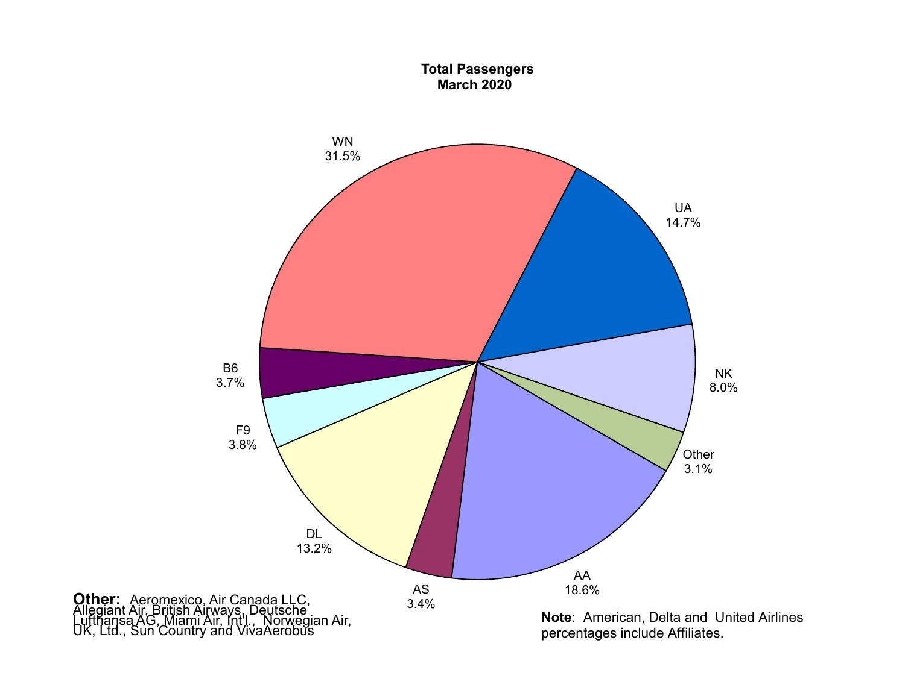**Total Passengers**
**March 2020**

| Carrier | Share |
| --- | --- |
| WN | 31.5% |
| UA | 14.7% |
| NK | 8.0% |
| Other | 3.1% |
| AA | 18.6% |
| AS | 3.4% |
| DL | 13.2% |
| F9 | 3.8% |
| B6 | 3.7% |

**Other:** Aeromexico, Air Canada LLC, Allegiant Air, British Airways, Deutsche Lufthansa AG, Miami Air, Int'l., Norwegian Air, UK, Ltd., Sun Country and VivaAerobus

**Note**: American, Delta and United Airlines percentages include Affiliates.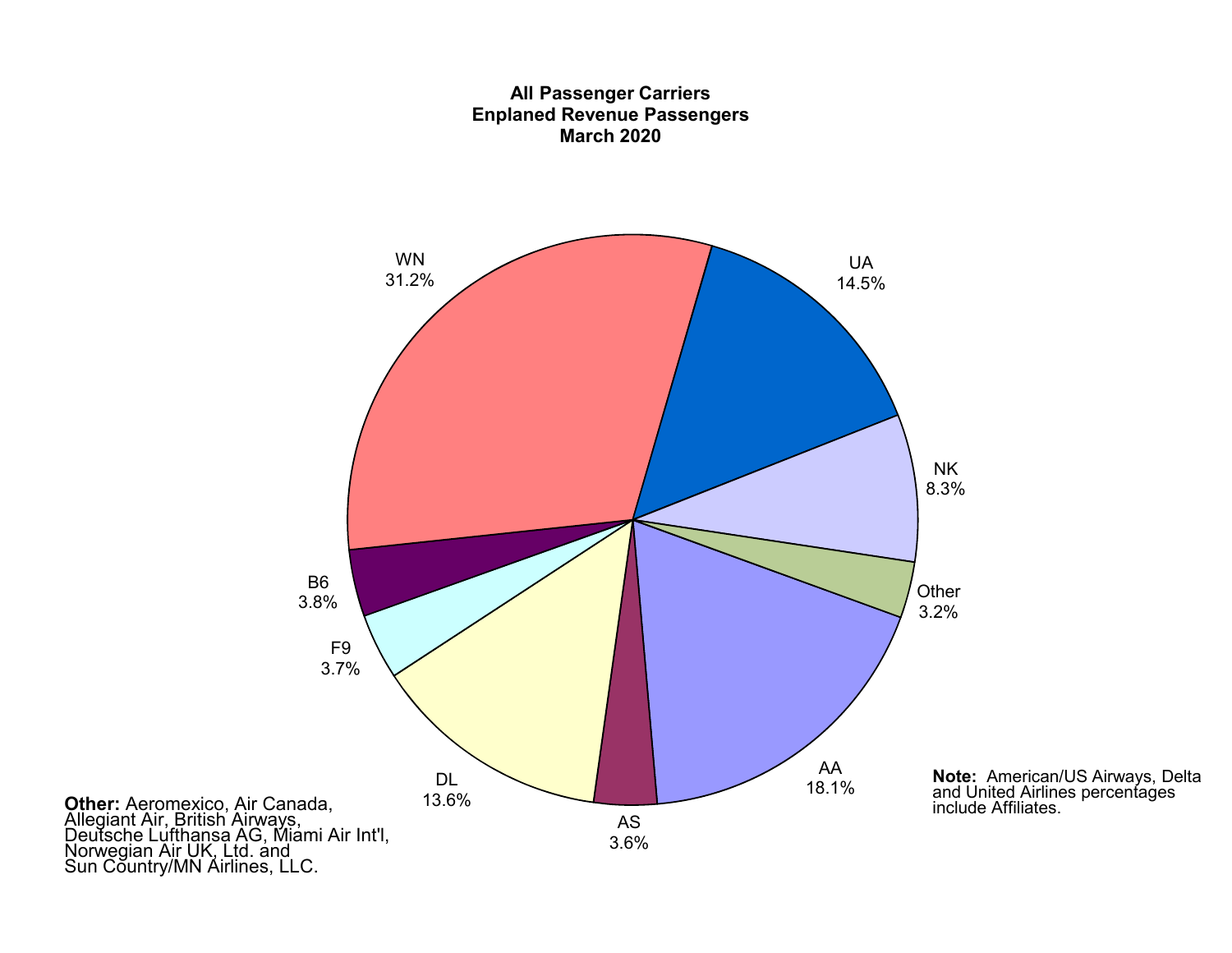**All Passenger Carriers**
**Enplaned Revenue Passengers**
**March 2020**

| Carrier | Share |
|---|---|
| WN | 31.2% |
| UA | 14.5% |
| NK | 8.3% |
| Other | 3.2% |
| AA | 18.1% |
| AS | 3.6% |
| DL | 13.6% |
| F9 | 3.7% |
| B6 | 3.8% |

**Other:** Aeromexico, Air Canada, Allegiant Air, British Airways, Deutsche Lufthansa AG, Miami Air Int'l, Norwegian Air UK, Ltd. and Sun Country/MN Airlines, LLC.

**Note:** American/US Airways, Delta and United Airlines percentages include Affiliates.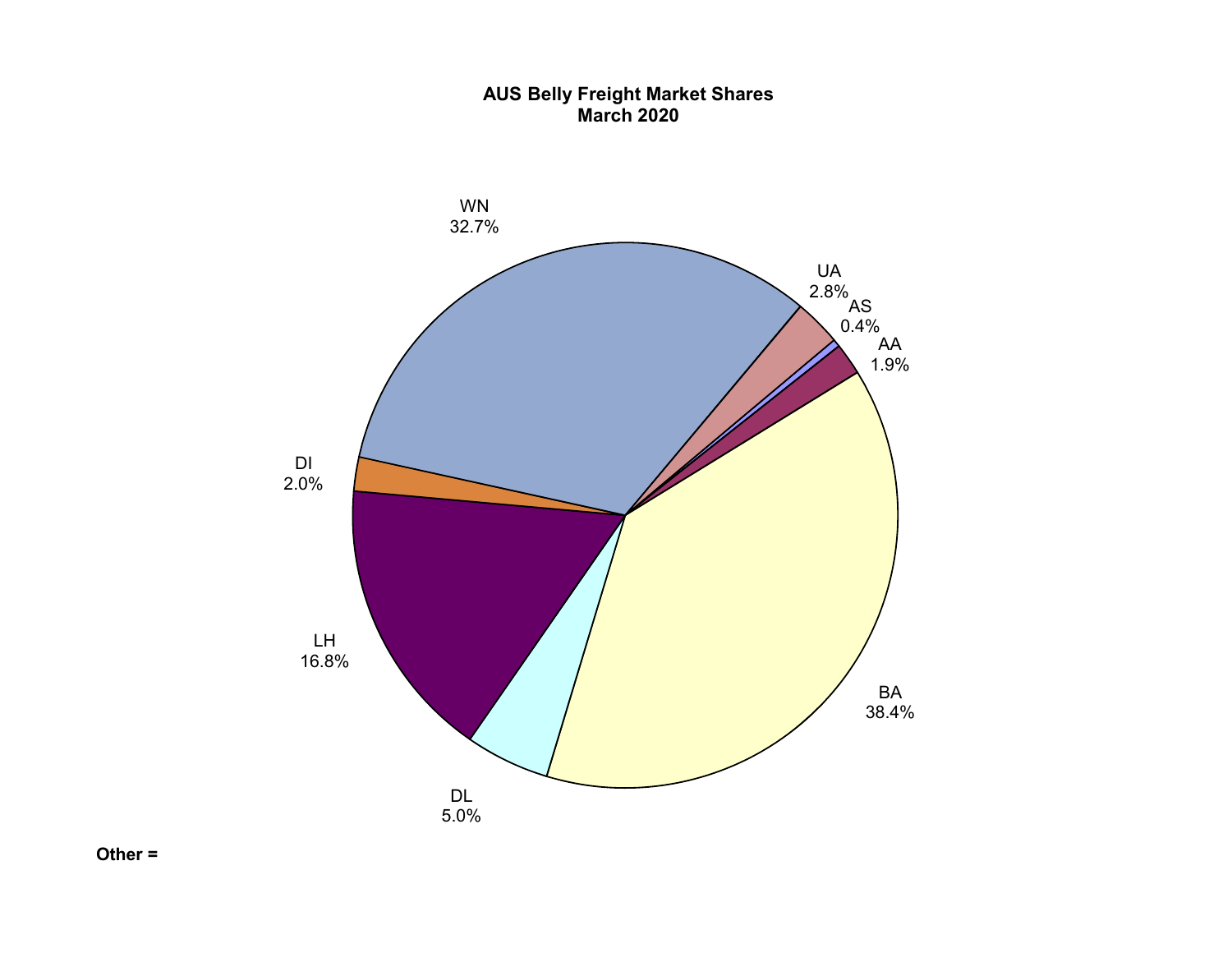**AUS Belly Freight Market Shares**
**March 2020**

| Carrier | Share |
|---|---|
| WN | 32.7% |
| UA | 2.8% |
| AS | 0.4% |
| AA | 1.9% |
| BA | 38.4% |
| DL | 5.0% |
| LH | 16.8% |
| DI | 2.0% |

**Other =**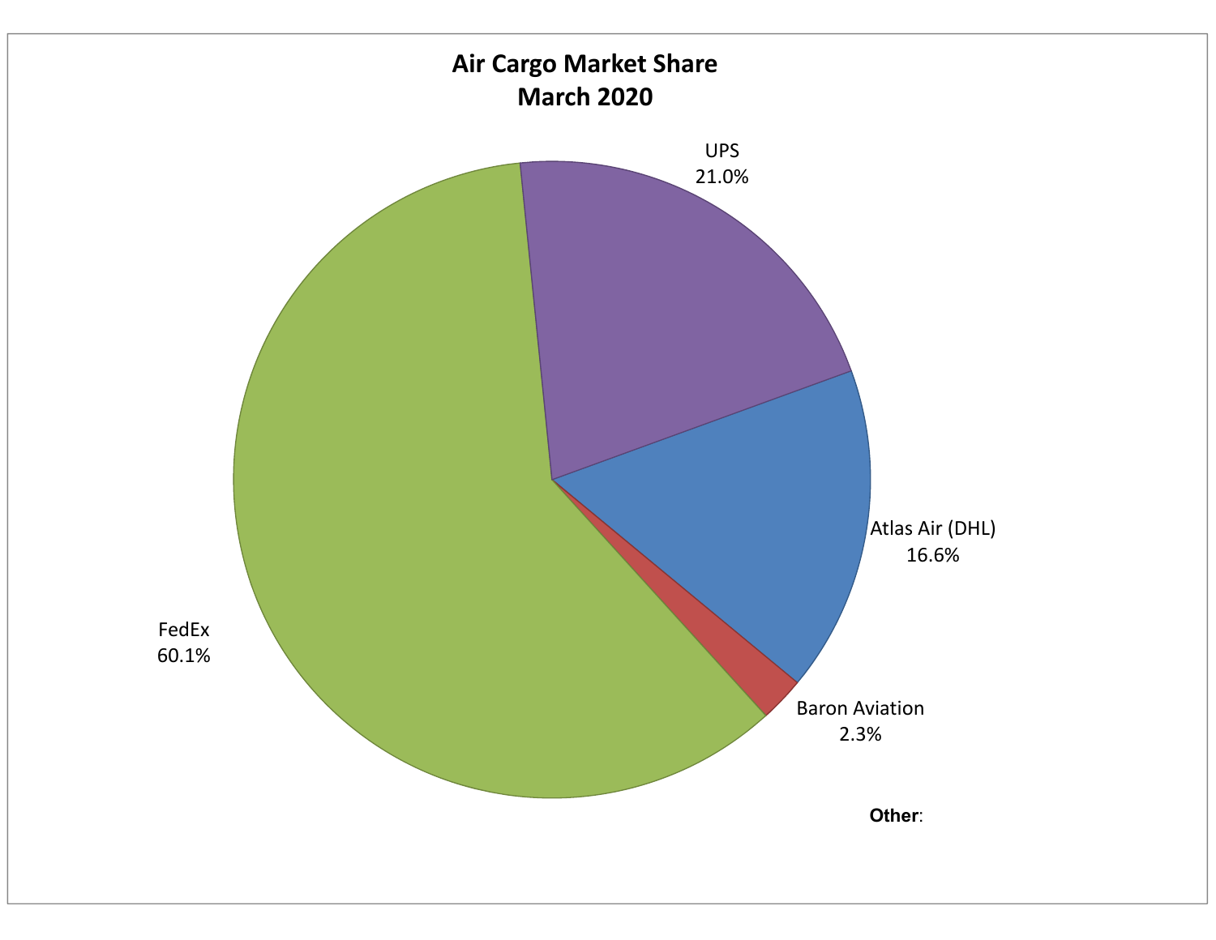**Air Cargo Market Share**
**March 2020**

UPS
21.0%

Atlas Air (DHL)
16.6%

Baron Aviation
2.3%

FedEx
60.1%

**Other**: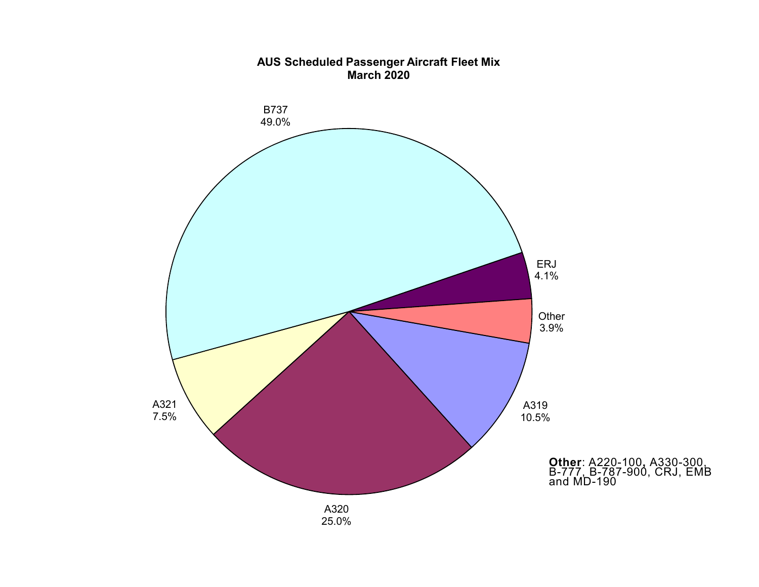**AUS Scheduled Passenger Aircraft Fleet Mix**
**March 2020**

B737
49.0%

ERJ
4.1%

Other
3.9%

A319
10.5%

A320
25.0%

A321
7.5%

**Other**: A220-100, A330-300, B-777, B-787-900, CRJ, EMB and MD-190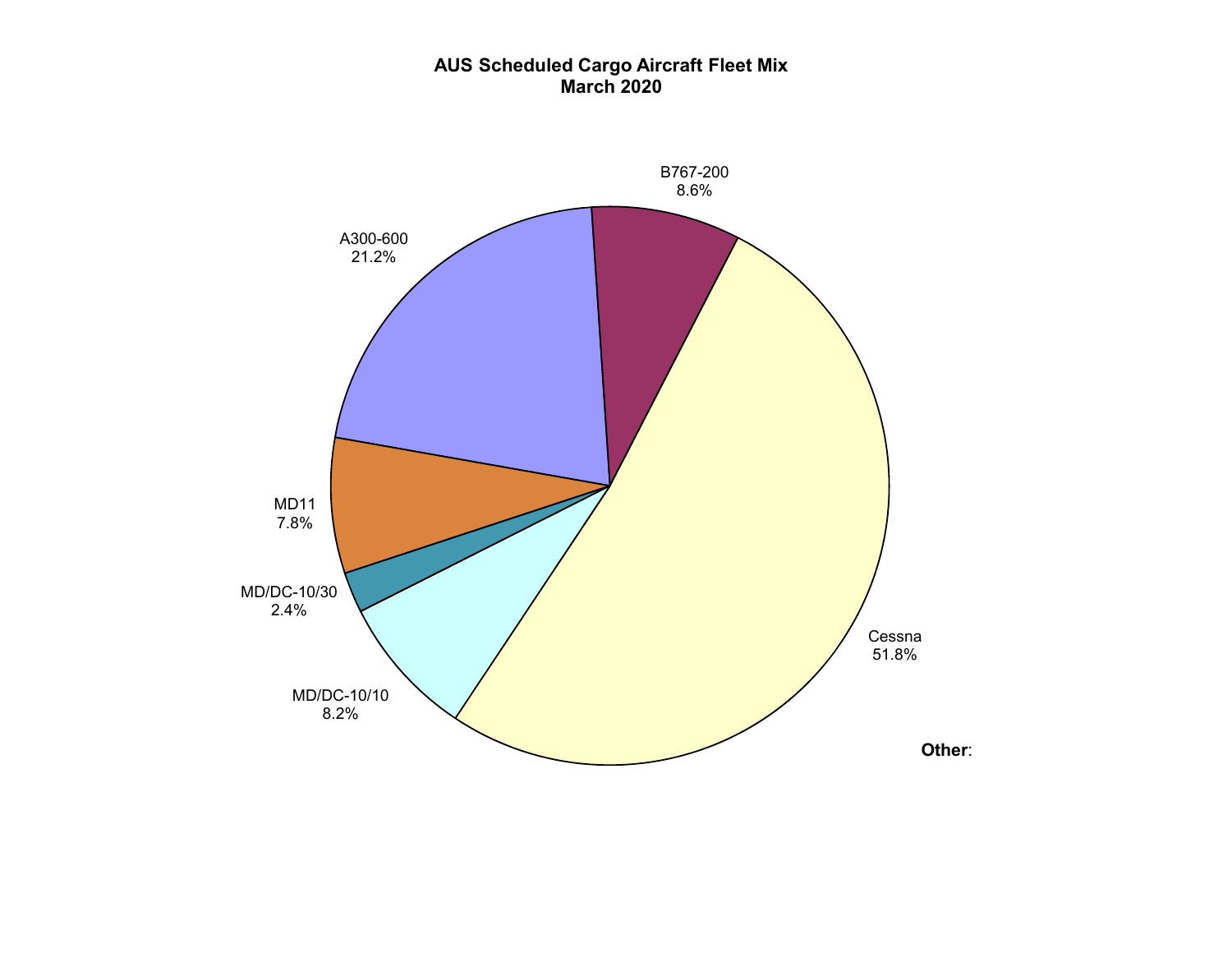**AUS Scheduled Cargo Aircraft Fleet Mix**
**March 2020**

B767-200
8.6%

A300-600
21.2%

MD11
7.8%

MD/DC-10/30
2.4%

MD/DC-10/10
8.2%

Cessna
51.8%

**Other**: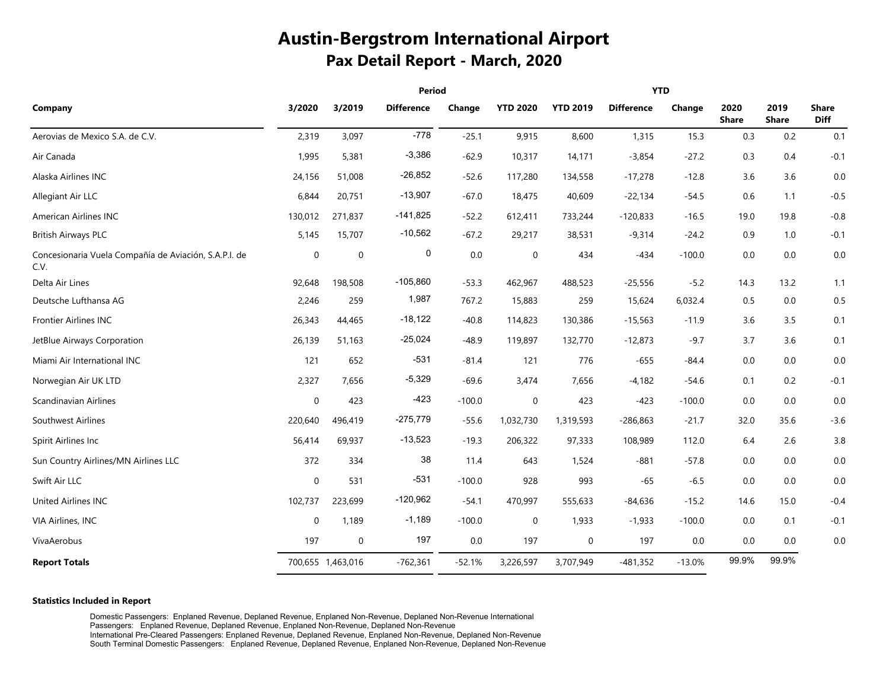# Austin-Bergstrom International Airport

## Pax Detail Report - March, 2020

| Company | Period | | | | YTD | | | | | | |
|---|---|---|---|---|---|---|---|---|---|---|---|
| | 3/2020 | 3/2019 | Difference | Change | YTD 2020 | YTD 2019 | Difference | Change | 2020 Share | 2019 Share | Share Diff |
| Aerovias de Mexico S.A. de C.V. | 2,319 | 3,097 | -778 | -25.1 | 9,915 | 8,600 | 1,315 | 15.3 | 0.3 | 0.2 | 0.1 |
| Air Canada | 1,995 | 5,381 | -3,386 | -62.9 | 10,317 | 14,171 | -3,854 | -27.2 | 0.3 | 0.4 | -0.1 |
| Alaska Airlines INC | 24,156 | 51,008 | -26,852 | -52.6 | 117,280 | 134,558 | -17,278 | -12.8 | 3.6 | 3.6 | 0.0 |
| Allegiant Air LLC | 6,844 | 20,751 | -13,907 | -67.0 | 18,475 | 40,609 | -22,134 | -54.5 | 0.6 | 1.1 | -0.5 |
| American Airlines INC | 130,012 | 271,837 | -141,825 | -52.2 | 612,411 | 733,244 | -120,833 | -16.5 | 19.0 | 19.8 | -0.8 |
| British Airways PLC | 5,145 | 15,707 | -10,562 | -67.2 | 29,217 | 38,531 | -9,314 | -24.2 | 0.9 | 1.0 | -0.1 |
| Concesionaria Vuela Compañía de Aviación, S.A.P.I. de C.V. | 0 | 0 | 0 | 0.0 | 0 | 434 | -434 | -100.0 | 0.0 | 0.0 | 0.0 |
| Delta Air Lines | 92,648 | 198,508 | -105,860 | -53.3 | 462,967 | 488,523 | -25,556 | -5.2 | 14.3 | 13.2 | 1.1 |
| Deutsche Lufthansa AG | 2,246 | 259 | 1,987 | 767.2 | 15,883 | 259 | 15,624 | 6,032.4 | 0.5 | 0.0 | 0.5 |
| Frontier Airlines INC | 26,343 | 44,465 | -18,122 | -40.8 | 114,823 | 130,386 | -15,563 | -11.9 | 3.6 | 3.5 | 0.1 |
| JetBlue Airways Corporation | 26,139 | 51,163 | -25,024 | -48.9 | 119,897 | 132,770 | -12,873 | -9.7 | 3.7 | 3.6 | 0.1 |
| Miami Air International INC | 121 | 652 | -531 | -81.4 | 121 | 776 | -655 | -84.4 | 0.0 | 0.0 | 0.0 |
| Norwegian Air UK LTD | 2,327 | 7,656 | -5,329 | -69.6 | 3,474 | 7,656 | -4,182 | -54.6 | 0.1 | 0.2 | -0.1 |
| Scandinavian Airlines | 0 | 423 | -423 | -100.0 | 0 | 423 | -423 | -100.0 | 0.0 | 0.0 | 0.0 |
| Southwest Airlines | 220,640 | 496,419 | -275,779 | -55.6 | 1,032,730 | 1,319,593 | -286,863 | -21.7 | 32.0 | 35.6 | -3.6 |
| Spirit Airlines Inc | 56,414 | 69,937 | -13,523 | -19.3 | 206,322 | 97,333 | 108,989 | 112.0 | 6.4 | 2.6 | 3.8 |
| Sun Country Airlines/MN Airlines LLC | 372 | 334 | 38 | 11.4 | 643 | 1,524 | -881 | -57.8 | 0.0 | 0.0 | 0.0 |
| Swift Air LLC | 0 | 531 | -531 | -100.0 | 928 | 993 | -65 | -6.5 | 0.0 | 0.0 | 0.0 |
| United Airlines INC | 102,737 | 223,699 | -120,962 | -54.1 | 470,997 | 555,633 | -84,636 | -15.2 | 14.6 | 15.0 | -0.4 |
| VIA Airlines, INC | 0 | 1,189 | -1,189 | -100.0 | 0 | 1,933 | -1,933 | -100.0 | 0.0 | 0.1 | -0.1 |
| VivaAerobus | 197 | 0 | 197 | 0.0 | 197 | 0 | 197 | 0.0 | 0.0 | 0.0 | 0.0 |
| **Report Totals** | 700,655 | 1,463,016 | -762,361 | -52.1% | 3,226,597 | 3,707,949 | -481,352 | -13.0% | 99.9% | 99.9% | |

**Statistics Included in Report**

Domestic Passengers: Enplaned Revenue, Deplaned Revenue, Enplaned Non-Revenue, Deplaned Non-Revenue International
Passengers: Enplaned Revenue, Deplaned Revenue, Enplaned Non-Revenue, Deplaned Non-Revenue
International Pre-Cleared Passengers: Enplaned Revenue, Deplaned Revenue, Enplaned Non-Revenue, Deplaned Non-Revenue
South Terminal Domestic Passengers: Enplaned Revenue, Deplaned Revenue, Enplaned Non-Revenue, Deplaned Non-Revenue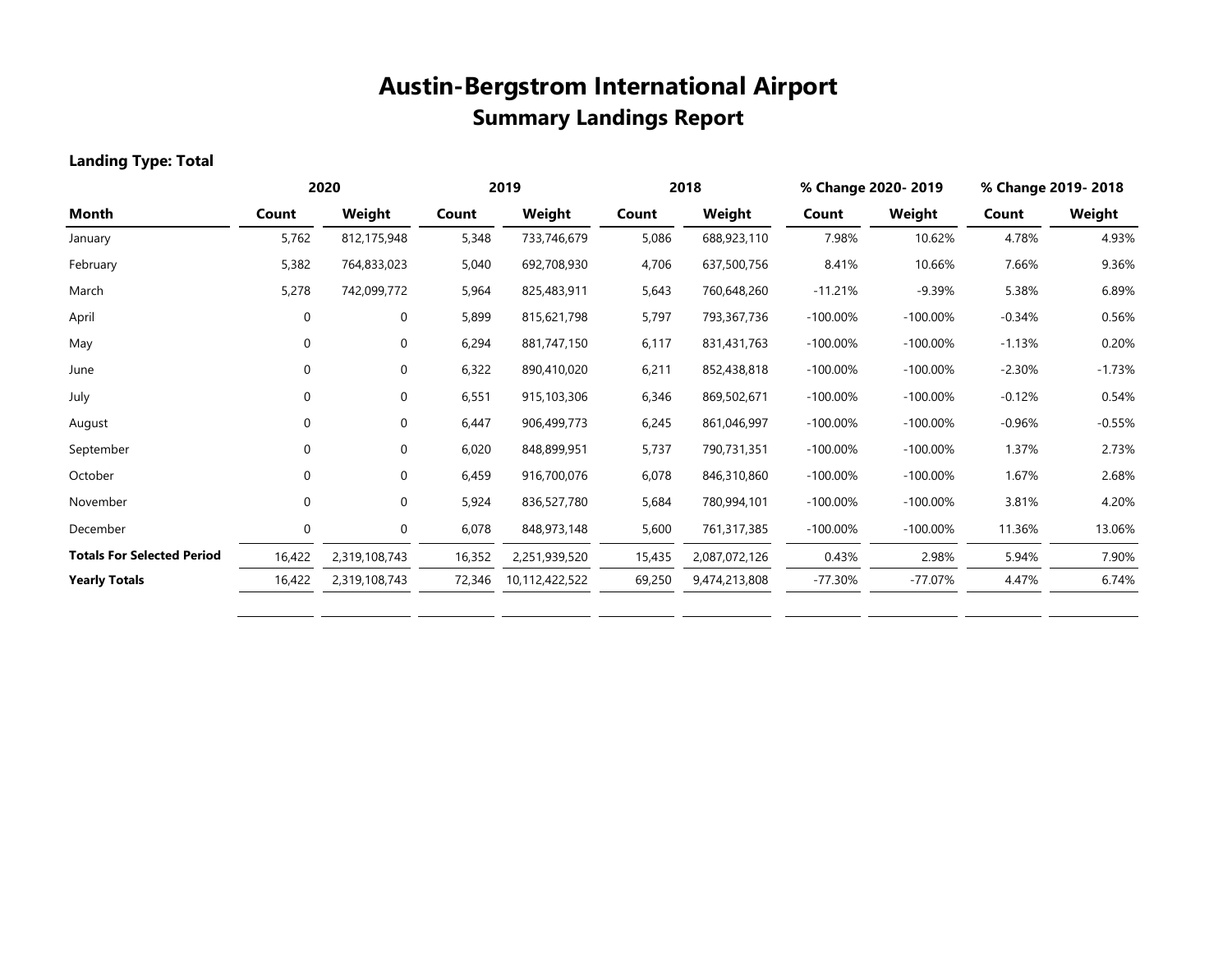# Austin-Bergstrom International Airport

## Summary Landings Report

**Landing Type: Total**

| | 2020 | | 2019 | | 2018 | | % Change 2020- 2019 | | % Change 2019- 2018 | |
|---|---|---|---|---|---|---|---|---|---|---|
| **Month** | **Count** | **Weight** | **Count** | **Weight** | **Count** | **Weight** | **Count** | **Weight** | **Count** | **Weight** |
| January | 5,762 | 812,175,948 | 5,348 | 733,746,679 | 5,086 | 688,923,110 | 7.98% | 10.62% | 4.78% | 4.93% |
| February | 5,382 | 764,833,023 | 5,040 | 692,708,930 | 4,706 | 637,500,756 | 8.41% | 10.66% | 7.66% | 9.36% |
| March | 5,278 | 742,099,772 | 5,964 | 825,483,911 | 5,643 | 760,648,260 | -11.21% | -9.39% | 5.38% | 6.89% |
| April | 0 | 0 | 5,899 | 815,621,798 | 5,797 | 793,367,736 | -100.00% | -100.00% | -0.34% | 0.56% |
| May | 0 | 0 | 6,294 | 881,747,150 | 6,117 | 831,431,763 | -100.00% | -100.00% | -1.13% | 0.20% |
| June | 0 | 0 | 6,322 | 890,410,020 | 6,211 | 852,438,818 | -100.00% | -100.00% | -2.30% | -1.73% |
| July | 0 | 0 | 6,551 | 915,103,306 | 6,346 | 869,502,671 | -100.00% | -100.00% | -0.12% | 0.54% |
| August | 0 | 0 | 6,447 | 906,499,773 | 6,245 | 861,046,997 | -100.00% | -100.00% | -0.96% | -0.55% |
| September | 0 | 0 | 6,020 | 848,899,951 | 5,737 | 790,731,351 | -100.00% | -100.00% | 1.37% | 2.73% |
| October | 0 | 0 | 6,459 | 916,700,076 | 6,078 | 846,310,860 | -100.00% | -100.00% | 1.67% | 2.68% |
| November | 0 | 0 | 5,924 | 836,527,780 | 5,684 | 780,994,101 | -100.00% | -100.00% | 3.81% | 4.20% |
| December | 0 | 0 | 6,078 | 848,973,148 | 5,600 | 761,317,385 | -100.00% | -100.00% | 11.36% | 13.06% |
| **Totals For Selected Period** | 16,422 | 2,319,108,743 | 16,352 | 2,251,939,520 | 15,435 | 2,087,072,126 | 0.43% | 2.98% | 5.94% | 7.90% |
| **Yearly Totals** | 16,422 | 2,319,108,743 | 72,346 | 10,112,422,522 | 69,250 | 9,474,213,808 | -77.30% | -77.07% | 4.47% | 6.74% |